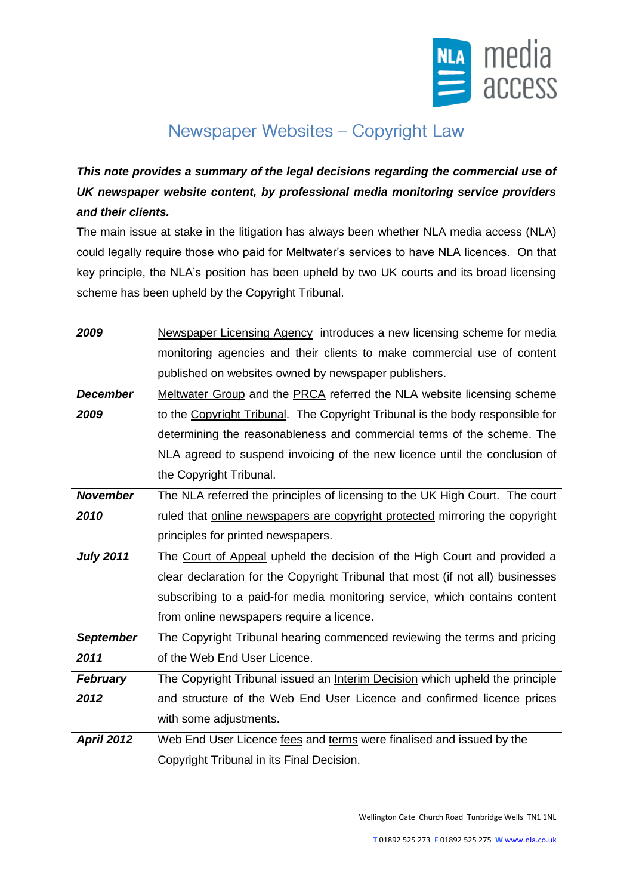# Newspaper Websites – Copyright Law

***This note provides a summary of the legal decisions regarding the commercial use of UK newspaper website content, by professional media monitoring service providers and their clients.***

The main issue at stake in the litigation has always been whether NLA media access (NLA) could legally require those who paid for Meltwater's services to have NLA licences. On that key principle, the NLA's position has been upheld by two UK courts and its broad licensing scheme has been upheld by the Copyright Tribunal.

| | |
|---|---|
| ***2009*** | Newspaper Licensing Agency introduces a new licensing scheme for media monitoring agencies and their clients to make commercial use of content published on websites owned by newspaper publishers. |
| ***December 2009*** | Meltwater Group and the PRCA referred the NLA website licensing scheme to the Copyright Tribunal. The Copyright Tribunal is the body responsible for determining the reasonableness and commercial terms of the scheme. The NLA agreed to suspend invoicing of the new licence until the conclusion of the Copyright Tribunal. |
| ***November 2010*** | The NLA referred the principles of licensing to the UK High Court. The court ruled that online newspapers are copyright protected mirroring the copyright principles for printed newspapers. |
| ***July 2011*** | The Court of Appeal upheld the decision of the High Court and provided a clear declaration for the Copyright Tribunal that most (if not all) businesses subscribing to a paid-for media monitoring service, which contains content from online newspapers require a licence. |
| ***September 2011*** | The Copyright Tribunal hearing commenced reviewing the terms and pricing of the Web End User Licence. |
| ***February 2012*** | The Copyright Tribunal issued an Interim Decision which upheld the principle and structure of the Web End User Licence and confirmed licence prices with some adjustments. |
| ***April 2012*** | Web End User Licence fees and terms were finalised and issued by the Copyright Tribunal in its Final Decision. |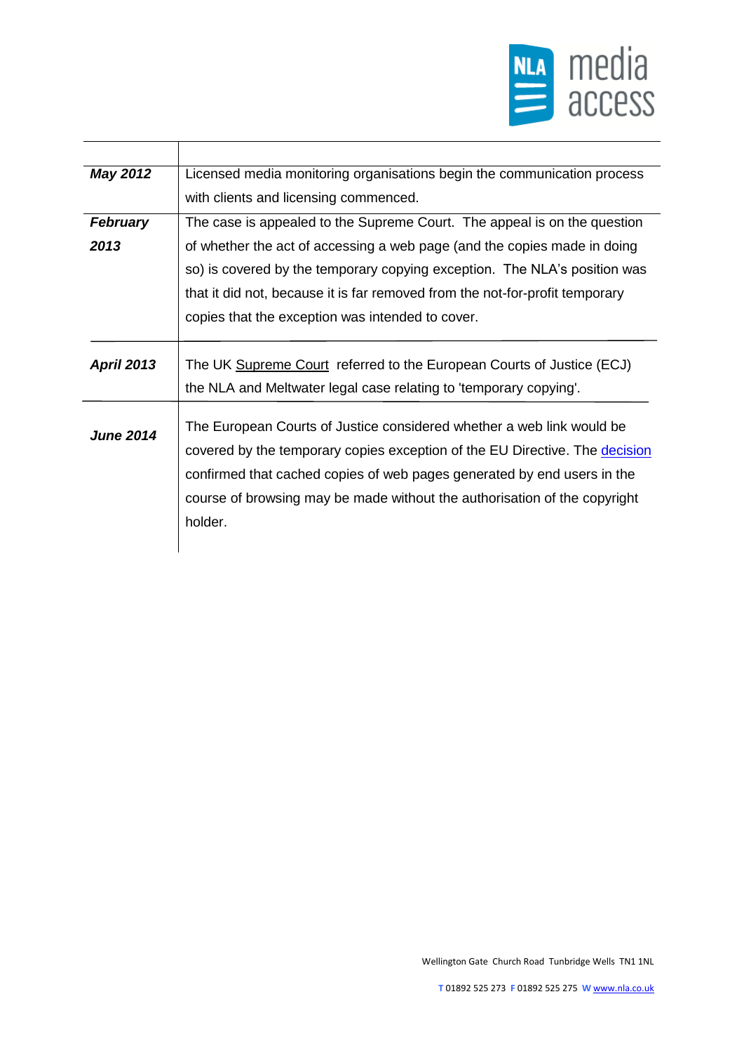| | |
|---|---|
| ***May 2012*** | Licensed media monitoring organisations begin the communication process with clients and licensing commenced. |
| ***February 2013*** | The case is appealed to the Supreme Court. The appeal is on the question of whether the act of accessing a web page (and the copies made in doing so) is covered by the temporary copying exception. The NLA's position was that it did not, because it is far removed from the not-for-profit temporary copies that the exception was intended to cover. |
| ***April 2013*** | The UK Supreme Court referred to the European Courts of Justice (ECJ) the NLA and Meltwater legal case relating to 'temporary copying'. |
| ***June 2014*** | The European Courts of Justice considered whether a web link would be covered by the temporary copies exception of the EU Directive. The decision confirmed that cached copies of web pages generated by end users in the course of browsing may be made without the authorisation of the copyright holder. |

Wellington Gate Church Road Tunbridge Wells TN1 1NL

T 01892 525 273 F 01892 525 275 W www.nla.co.uk